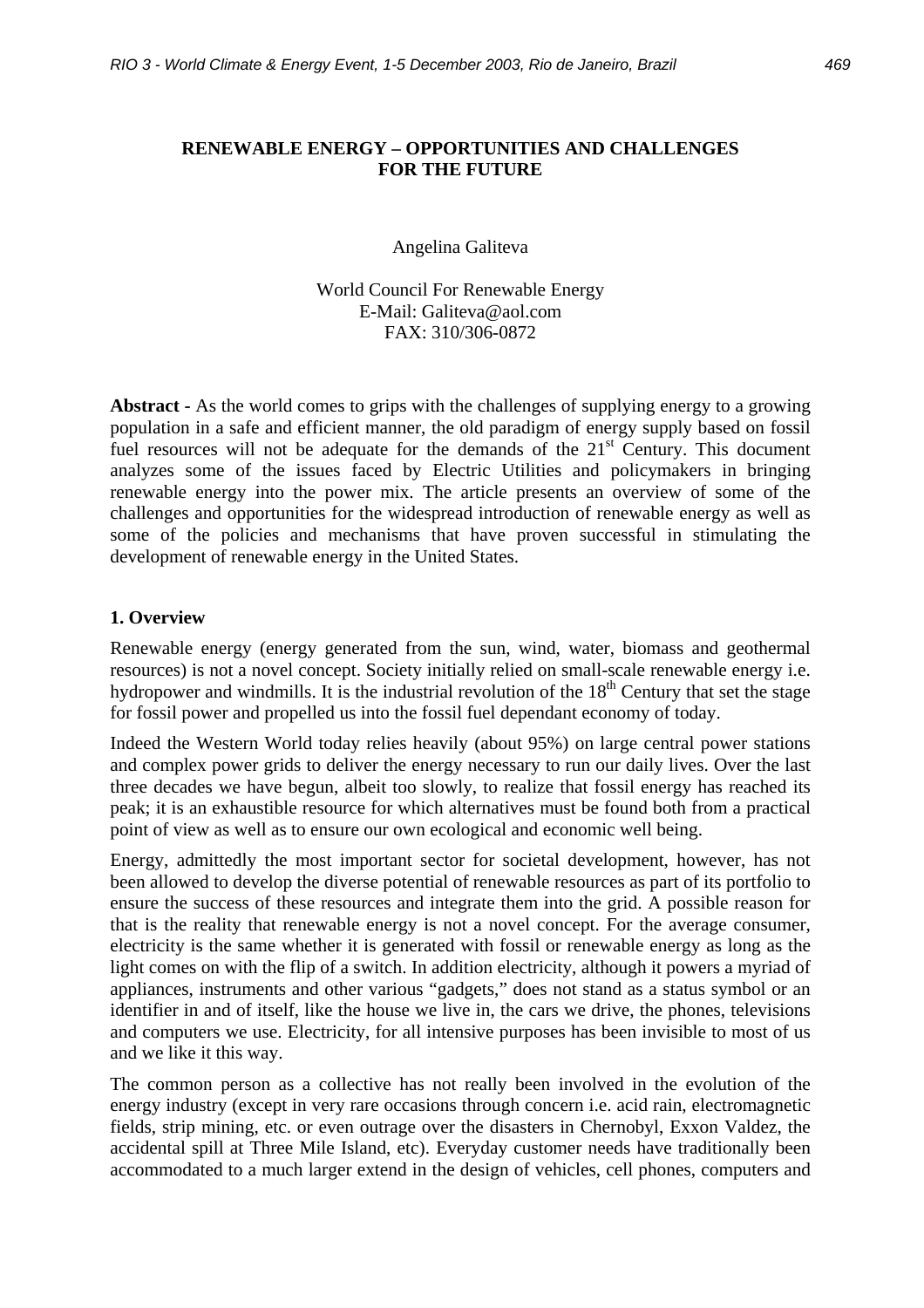# RENEWABLE ENERGY – OPPORTUNITIES AND CHALLENGES FOR THE FUTURE

Angelina Galiteva

World Council For Renewable Energy
E-Mail: Galiteva@aol.com
FAX: 310/306-0872

**Abstract -** As the world comes to grips with the challenges of supplying energy to a growing population in a safe and efficient manner, the old paradigm of energy supply based on fossil fuel resources will not be adequate for the demands of the 21st Century. This document analyzes some of the issues faced by Electric Utilities and policymakers in bringing renewable energy into the power mix. The article presents an overview of some of the challenges and opportunities for the widespread introduction of renewable energy as well as some of the policies and mechanisms that have proven successful in stimulating the development of renewable energy in the United States.

## 1. Overview

Renewable energy (energy generated from the sun, wind, water, biomass and geothermal resources) is not a novel concept. Society initially relied on small-scale renewable energy i.e. hydropower and windmills. It is the industrial revolution of the 18th Century that set the stage for fossil power and propelled us into the fossil fuel dependant economy of today.

Indeed the Western World today relies heavily (about 95%) on large central power stations and complex power grids to deliver the energy necessary to run our daily lives. Over the last three decades we have begun, albeit too slowly, to realize that fossil energy has reached its peak; it is an exhaustible resource for which alternatives must be found both from a practical point of view as well as to ensure our own ecological and economic well being.

Energy, admittedly the most important sector for societal development, however, has not been allowed to develop the diverse potential of renewable resources as part of its portfolio to ensure the success of these resources and integrate them into the grid. A possible reason for that is the reality that renewable energy is not a novel concept. For the average consumer, electricity is the same whether it is generated with fossil or renewable energy as long as the light comes on with the flip of a switch. In addition electricity, although it powers a myriad of appliances, instruments and other various "gadgets," does not stand as a status symbol or an identifier in and of itself, like the house we live in, the cars we drive, the phones, televisions and computers we use. Electricity, for all intensive purposes has been invisible to most of us and we like it this way.

The common person as a collective has not really been involved in the evolution of the energy industry (except in very rare occasions through concern i.e. acid rain, electromagnetic fields, strip mining, etc. or even outrage over the disasters in Chernobyl, Exxon Valdez, the accidental spill at Three Mile Island, etc). Everyday customer needs have traditionally been accommodated to a much larger extend in the design of vehicles, cell phones, computers and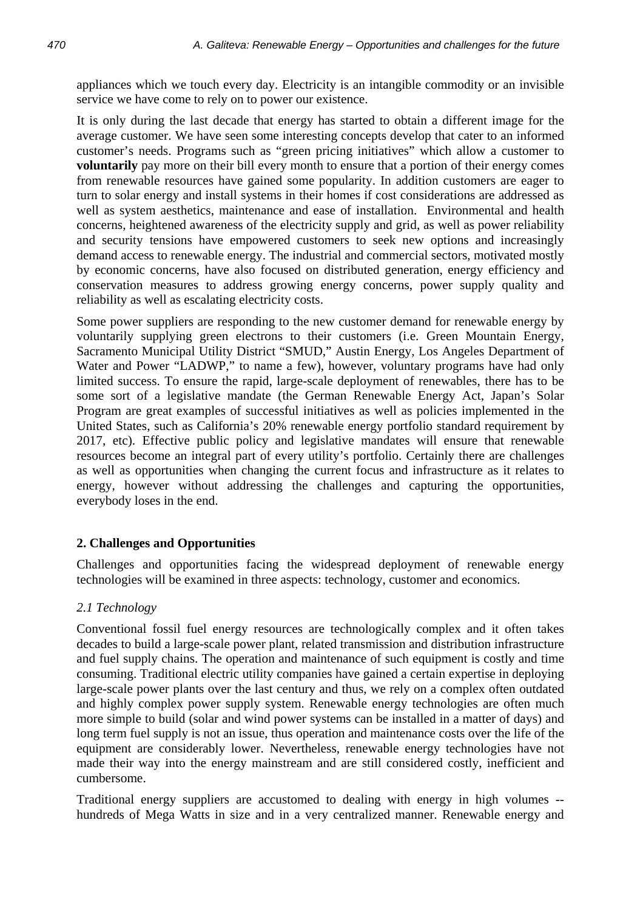appliances which we touch every day. Electricity is an intangible commodity or an invisible service we have come to rely on to power our existence.

It is only during the last decade that energy has started to obtain a different image for the average customer. We have seen some interesting concepts develop that cater to an informed customer's needs. Programs such as "green pricing initiatives" which allow a customer to **voluntarily** pay more on their bill every month to ensure that a portion of their energy comes from renewable resources have gained some popularity. In addition customers are eager to turn to solar energy and install systems in their homes if cost considerations are addressed as well as system aesthetics, maintenance and ease of installation. Environmental and health concerns, heightened awareness of the electricity supply and grid, as well as power reliability and security tensions have empowered customers to seek new options and increasingly demand access to renewable energy. The industrial and commercial sectors, motivated mostly by economic concerns, have also focused on distributed generation, energy efficiency and conservation measures to address growing energy concerns, power supply quality and reliability as well as escalating electricity costs.

Some power suppliers are responding to the new customer demand for renewable energy by voluntarily supplying green electrons to their customers (i.e. Green Mountain Energy, Sacramento Municipal Utility District "SMUD," Austin Energy, Los Angeles Department of Water and Power "LADWP," to name a few), however, voluntary programs have had only limited success. To ensure the rapid, large-scale deployment of renewables, there has to be some sort of a legislative mandate (the German Renewable Energy Act, Japan's Solar Program are great examples of successful initiatives as well as policies implemented in the United States, such as California's 20% renewable energy portfolio standard requirement by 2017, etc). Effective public policy and legislative mandates will ensure that renewable resources become an integral part of every utility's portfolio. Certainly there are challenges as well as opportunities when changing the current focus and infrastructure as it relates to energy, however without addressing the challenges and capturing the opportunities, everybody loses in the end.

## 2. Challenges and Opportunities

Challenges and opportunities facing the widespread deployment of renewable energy technologies will be examined in three aspects: technology, customer and economics.

### *2.1 Technology*

Conventional fossil fuel energy resources are technologically complex and it often takes decades to build a large-scale power plant, related transmission and distribution infrastructure and fuel supply chains. The operation and maintenance of such equipment is costly and time consuming. Traditional electric utility companies have gained a certain expertise in deploying large-scale power plants over the last century and thus, we rely on a complex often outdated and highly complex power supply system. Renewable energy technologies are often much more simple to build (solar and wind power systems can be installed in a matter of days) and long term fuel supply is not an issue, thus operation and maintenance costs over the life of the equipment are considerably lower. Nevertheless, renewable energy technologies have not made their way into the energy mainstream and are still considered costly, inefficient and cumbersome.

Traditional energy suppliers are accustomed to dealing with energy in high volumes -- hundreds of Mega Watts in size and in a very centralized manner. Renewable energy and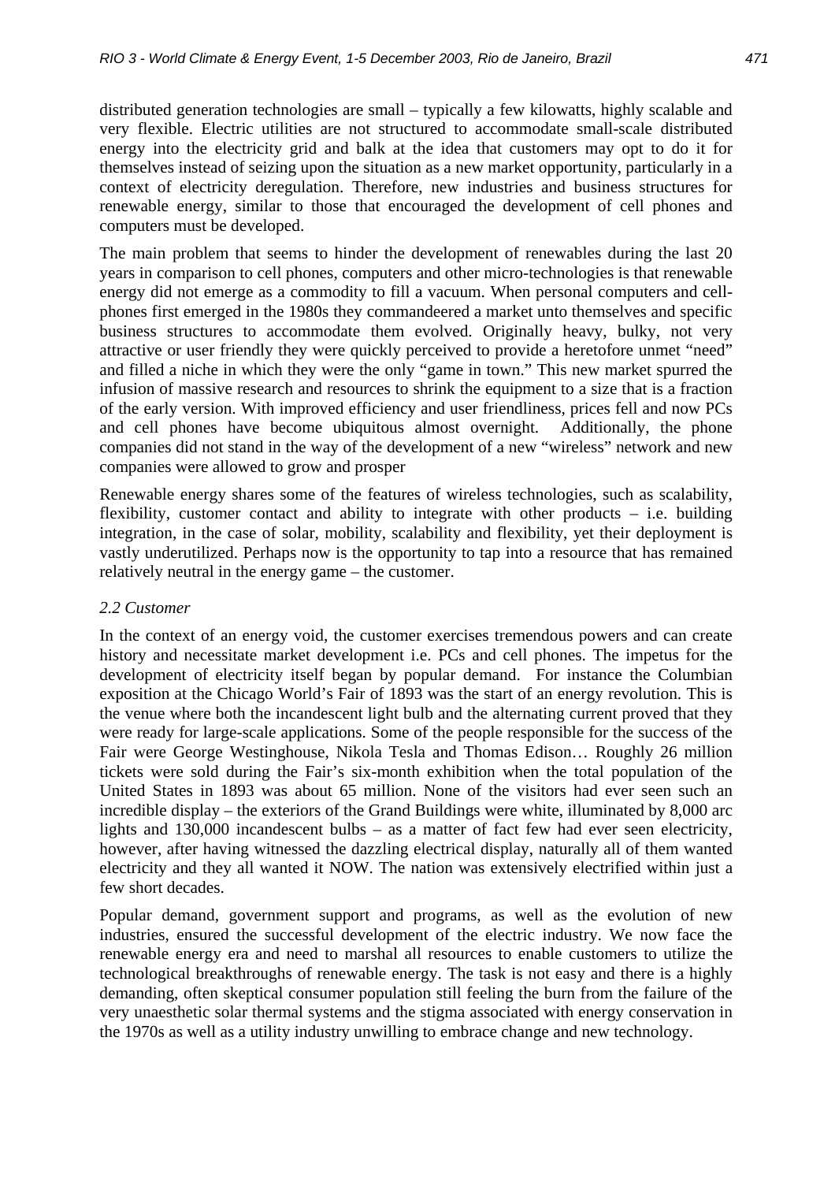distributed generation technologies are small – typically a few kilowatts, highly scalable and very flexible. Electric utilities are not structured to accommodate small-scale distributed energy into the electricity grid and balk at the idea that customers may opt to do it for themselves instead of seizing upon the situation as a new market opportunity, particularly in a context of electricity deregulation. Therefore, new industries and business structures for renewable energy, similar to those that encouraged the development of cell phones and computers must be developed.

The main problem that seems to hinder the development of renewables during the last 20 years in comparison to cell phones, computers and other micro-technologies is that renewable energy did not emerge as a commodity to fill a vacuum. When personal computers and cell-phones first emerged in the 1980s they commandeered a market unto themselves and specific business structures to accommodate them evolved. Originally heavy, bulky, not very attractive or user friendly they were quickly perceived to provide a heretofore unmet "need" and filled a niche in which they were the only "game in town." This new market spurred the infusion of massive research and resources to shrink the equipment to a size that is a fraction of the early version. With improved efficiency and user friendliness, prices fell and now PCs and cell phones have become ubiquitous almost overnight. Additionally, the phone companies did not stand in the way of the development of a new "wireless" network and new companies were allowed to grow and prosper

Renewable energy shares some of the features of wireless technologies, such as scalability, flexibility, customer contact and ability to integrate with other products – i.e. building integration, in the case of solar, mobility, scalability and flexibility, yet their deployment is vastly underutilized. Perhaps now is the opportunity to tap into a resource that has remained relatively neutral in the energy game – the customer.

### *2.2 Customer*

In the context of an energy void, the customer exercises tremendous powers and can create history and necessitate market development i.e. PCs and cell phones. The impetus for the development of electricity itself began by popular demand. For instance the Columbian exposition at the Chicago World's Fair of 1893 was the start of an energy revolution. This is the venue where both the incandescent light bulb and the alternating current proved that they were ready for large-scale applications. Some of the people responsible for the success of the Fair were George Westinghouse, Nikola Tesla and Thomas Edison… Roughly 26 million tickets were sold during the Fair's six-month exhibition when the total population of the United States in 1893 was about 65 million. None of the visitors had ever seen such an incredible display – the exteriors of the Grand Buildings were white, illuminated by 8,000 arc lights and 130,000 incandescent bulbs – as a matter of fact few had ever seen electricity, however, after having witnessed the dazzling electrical display, naturally all of them wanted electricity and they all wanted it NOW. The nation was extensively electrified within just a few short decades.

Popular demand, government support and programs, as well as the evolution of new industries, ensured the successful development of the electric industry. We now face the renewable energy era and need to marshal all resources to enable customers to utilize the technological breakthroughs of renewable energy. The task is not easy and there is a highly demanding, often skeptical consumer population still feeling the burn from the failure of the very unaesthetic solar thermal systems and the stigma associated with energy conservation in the 1970s as well as a utility industry unwilling to embrace change and new technology.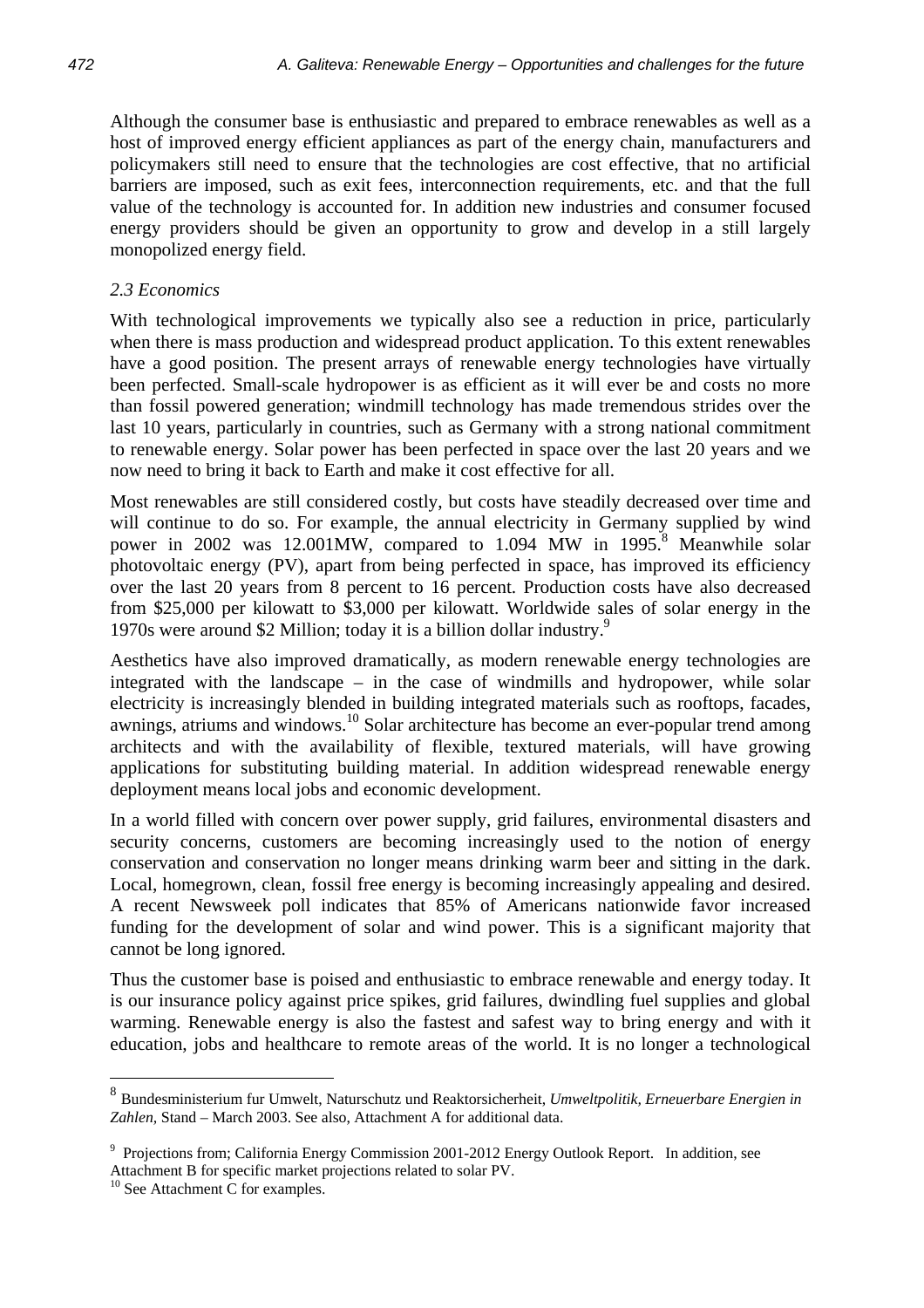Although the consumer base is enthusiastic and prepared to embrace renewables as well as a host of improved energy efficient appliances as part of the energy chain, manufacturers and policymakers still need to ensure that the technologies are cost effective, that no artificial barriers are imposed, such as exit fees, interconnection requirements, etc. and that the full value of the technology is accounted for. In addition new industries and consumer focused energy providers should be given an opportunity to grow and develop in a still largely monopolized energy field.

### *2.3 Economics*

With technological improvements we typically also see a reduction in price, particularly when there is mass production and widespread product application. To this extent renewables have a good position. The present arrays of renewable energy technologies have virtually been perfected. Small-scale hydropower is as efficient as it will ever be and costs no more than fossil powered generation; windmill technology has made tremendous strides over the last 10 years, particularly in countries, such as Germany with a strong national commitment to renewable energy. Solar power has been perfected in space over the last 20 years and we now need to bring it back to Earth and make it cost effective for all.

Most renewables are still considered costly, but costs have steadily decreased over time and will continue to do so. For example, the annual electricity in Germany supplied by wind power in 2002 was 12.001MW, compared to 1.094 MW in 1995.[8] Meanwhile solar photovoltaic energy (PV), apart from being perfected in space, has improved its efficiency over the last 20 years from 8 percent to 16 percent. Production costs have also decreased from \$25,000 per kilowatt to \$3,000 per kilowatt. Worldwide sales of solar energy in the 1970s were around \$2 Million; today it is a billion dollar industry.[9]

Aesthetics have also improved dramatically, as modern renewable energy technologies are integrated with the landscape – in the case of windmills and hydropower, while solar electricity is increasingly blended in building integrated materials such as rooftops, facades, awnings, atriums and windows.[10] Solar architecture has become an ever-popular trend among architects and with the availability of flexible, textured materials, will have growing applications for substituting building material. In addition widespread renewable energy deployment means local jobs and economic development.

In a world filled with concern over power supply, grid failures, environmental disasters and security concerns, customers are becoming increasingly used to the notion of energy conservation and conservation no longer means drinking warm beer and sitting in the dark. Local, homegrown, clean, fossil free energy is becoming increasingly appealing and desired. A recent Newsweek poll indicates that 85% of Americans nationwide favor increased funding for the development of solar and wind power. This is a significant majority that cannot be long ignored.

Thus the customer base is poised and enthusiastic to embrace renewable and energy today. It is our insurance policy against price spikes, grid failures, dwindling fuel supplies and global warming. Renewable energy is also the fastest and safest way to bring energy and with it education, jobs and healthcare to remote areas of the world. It is no longer a technological

---

[8] Bundesministerium fur Umwelt, Naturschutz und Reaktorsicherheit, *Umweltpolitik, Erneuerbare Energien in Zahlen*, Stand – March 2003. See also, Attachment A for additional data.

[9] Projections from; California Energy Commission 2001-2012 Energy Outlook Report. In addition, see Attachment B for specific market projections related to solar PV.

[10] See Attachment C for examples.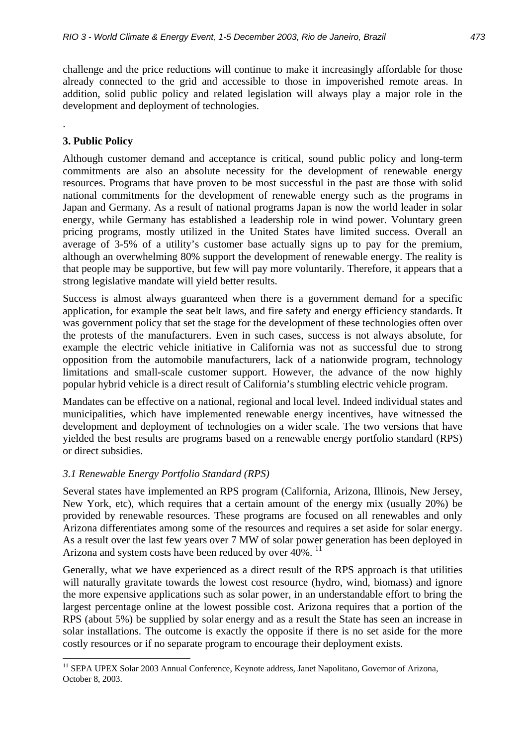challenge and the price reductions will continue to make it increasingly affordable for those already connected to the grid and accessible to those in impoverished remote areas. In addition, solid public policy and related legislation will always play a major role in the development and deployment of technologies.

.

## 3. Public Policy

Although customer demand and acceptance is critical, sound public policy and long-term commitments are also an absolute necessity for the development of renewable energy resources. Programs that have proven to be most successful in the past are those with solid national commitments for the development of renewable energy such as the programs in Japan and Germany. As a result of national programs Japan is now the world leader in solar energy, while Germany has established a leadership role in wind power. Voluntary green pricing programs, mostly utilized in the United States have limited success. Overall an average of 3-5% of a utility's customer base actually signs up to pay for the premium, although an overwhelming 80% support the development of renewable energy. The reality is that people may be supportive, but few will pay more voluntarily. Therefore, it appears that a strong legislative mandate will yield better results.

Success is almost always guaranteed when there is a government demand for a specific application, for example the seat belt laws, and fire safety and energy efficiency standards. It was government policy that set the stage for the development of these technologies often over the protests of the manufacturers. Even in such cases, success is not always absolute, for example the electric vehicle initiative in California was not as successful due to strong opposition from the automobile manufacturers, lack of a nationwide program, technology limitations and small-scale customer support. However, the advance of the now highly popular hybrid vehicle is a direct result of California's stumbling electric vehicle program.

Mandates can be effective on a national, regional and local level. Indeed individual states and municipalities, which have implemented renewable energy incentives, have witnessed the development and deployment of technologies on a wider scale. The two versions that have yielded the best results are programs based on a renewable energy portfolio standard (RPS) or direct subsidies.

### *3.1 Renewable Energy Portfolio Standard (RPS)*

Several states have implemented an RPS program (California, Arizona, Illinois, New Jersey, New York, etc), which requires that a certain amount of the energy mix (usually 20%) be provided by renewable resources. These programs are focused on all renewables and only Arizona differentiates among some of the resources and requires a set aside for solar energy. As a result over the last few years over 7 MW of solar power generation has been deployed in Arizona and system costs have been reduced by over 40%. [11]

Generally, what we have experienced as a direct result of the RPS approach is that utilities will naturally gravitate towards the lowest cost resource (hydro, wind, biomass) and ignore the more expensive applications such as solar power, in an understandable effort to bring the largest percentage online at the lowest possible cost. Arizona requires that a portion of the RPS (about 5%) be supplied by solar energy and as a result the State has seen an increase in solar installations. The outcome is exactly the opposite if there is no set aside for the more costly resources or if no separate program to encourage their deployment exists.

[11] SEPA UPEX Solar 2003 Annual Conference, Keynote address, Janet Napolitano, Governor of Arizona, October 8, 2003.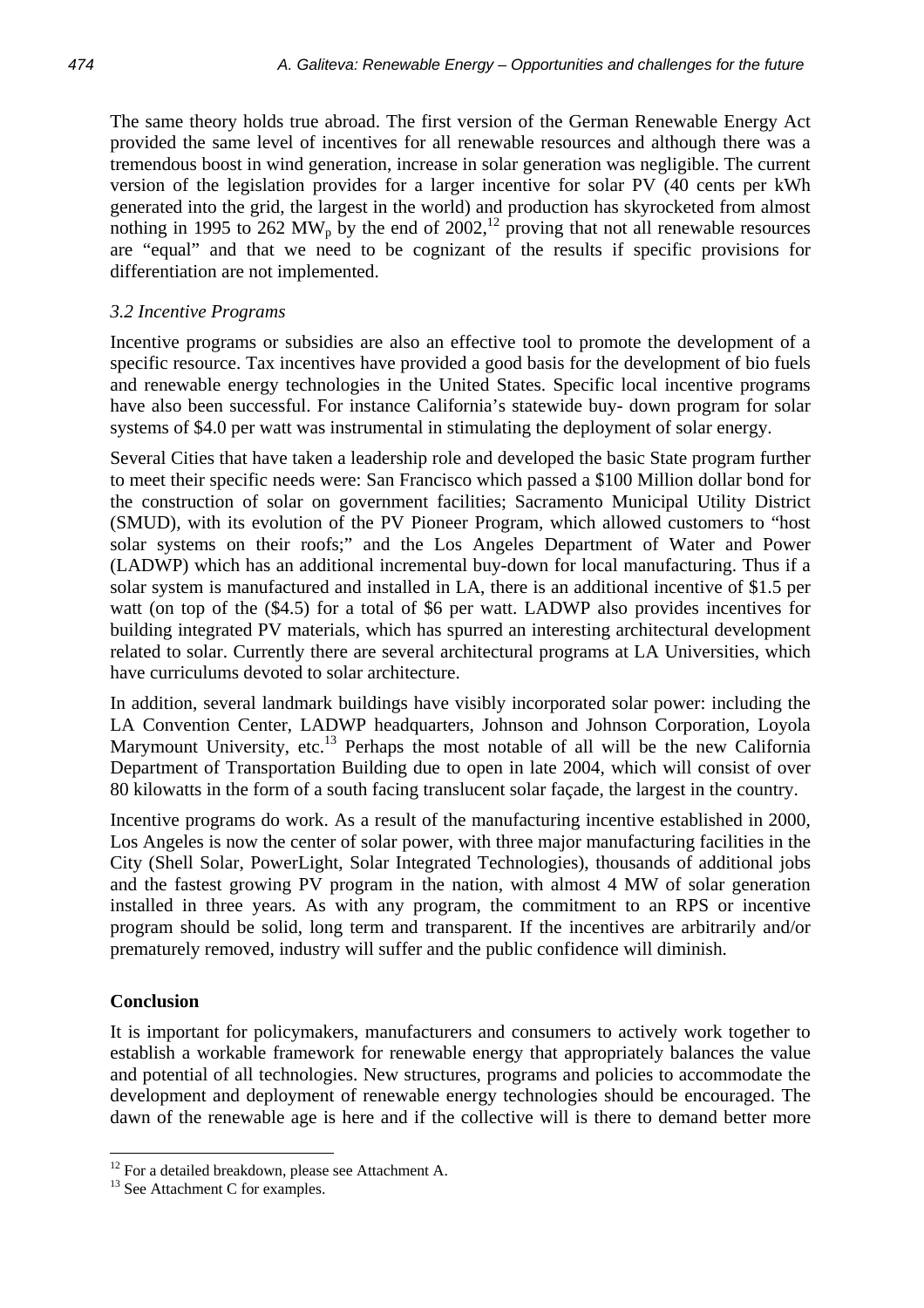The same theory holds true abroad. The first version of the German Renewable Energy Act provided the same level of incentives for all renewable resources and although there was a tremendous boost in wind generation, increase in solar generation was negligible. The current version of the legislation provides for a larger incentive for solar PV (40 cents per kWh generated into the grid, the largest in the world) and production has skyrocketed from almost nothing in 1995 to 262 $MW_p$ by the end of 2002,[12] proving that not all renewable resources are "equal" and that we need to be cognizant of the results if specific provisions for differentiation are not implemented.

### *3.2 Incentive Programs*

Incentive programs or subsidies are also an effective tool to promote the development of a specific resource. Tax incentives have provided a good basis for the development of bio fuels and renewable energy technologies in the United States. Specific local incentive programs have also been successful. For instance California's statewide buy- down program for solar systems of \$4.0 per watt was instrumental in stimulating the deployment of solar energy.

Several Cities that have taken a leadership role and developed the basic State program further to meet their specific needs were: San Francisco which passed a \$100 Million dollar bond for the construction of solar on government facilities; Sacramento Municipal Utility District (SMUD), with its evolution of the PV Pioneer Program, which allowed customers to "host solar systems on their roofs;" and the Los Angeles Department of Water and Power (LADWP) which has an additional incremental buy-down for local manufacturing. Thus if a solar system is manufactured and installed in LA, there is an additional incentive of \$1.5 per watt (on top of the (\$4.5) for a total of \$6 per watt. LADWP also provides incentives for building integrated PV materials, which has spurred an interesting architectural development related to solar. Currently there are several architectural programs at LA Universities, which have curriculums devoted to solar architecture.

In addition, several landmark buildings have visibly incorporated solar power: including the LA Convention Center, LADWP headquarters, Johnson and Johnson Corporation, Loyola Marymount University, etc.[13] Perhaps the most notable of all will be the new California Department of Transportation Building due to open in late 2004, which will consist of over 80 kilowatts in the form of a south facing translucent solar façade, the largest in the country.

Incentive programs do work. As a result of the manufacturing incentive established in 2000, Los Angeles is now the center of solar power, with three major manufacturing facilities in the City (Shell Solar, PowerLight, Solar Integrated Technologies), thousands of additional jobs and the fastest growing PV program in the nation, with almost 4 MW of solar generation installed in three years. As with any program, the commitment to an RPS or incentive program should be solid, long term and transparent. If the incentives are arbitrarily and/or prematurely removed, industry will suffer and the public confidence will diminish.

## Conclusion

It is important for policymakers, manufacturers and consumers to actively work together to establish a workable framework for renewable energy that appropriately balances the value and potential of all technologies. New structures, programs and policies to accommodate the development and deployment of renewable energy technologies should be encouraged. The dawn of the renewable age is here and if the collective will is there to demand better more

---

[12] For a detailed breakdown, please see Attachment A.

[13] See Attachment C for examples.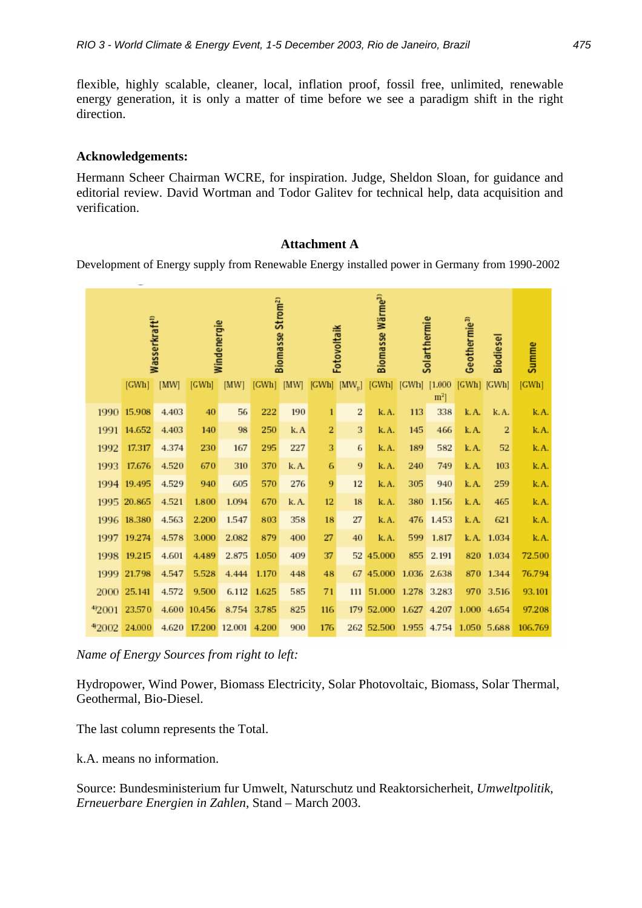flexible, highly scalable, cleaner, local, inflation proof, fossil free, unlimited, renewable energy generation, it is only a matter of time before we see a paradigm shift in the right direction.

**Acknowledgements:**

Hermann Scheer Chairman WCRE, for inspiration. Judge, Sheldon Sloan, for guidance and editorial review. David Wortman and Todor Galitev for technical help, data acquisition and verification.

**Attachment A**

Development of Energy supply from Renewable Energy installed power in Germany from 1990-2002

| | Wasserkraft[1] | | Windenergie | | Biomasse Strom[2] | | Fotovoltaik | | Biomasse Wärme[3] | Solarthermie | | Geothermie[3] | Biodiesel | Summe |
|---|---|---|---|---|---|---|---|---|---|---|---|---|---|---|
| | [GWh] | [MW] | [GWh] | [MW] | [GWh] | [MW] | [GWh] | [$MW_p$] | [GWh] | [GWh] | [1.000 $m^2$] | [GWh] | [GWh] | [GWh] |
| 1990 | 15.908 | 4.403 | 40 | 56 | 222 | 190 | 1 | 2 | k.A. | 113 | 338 | k.A. | k.A. | k.A. |
| 1991 | 14.652 | 4.403 | 140 | 98 | 250 | k.A | 2 | 3 | k.A. | 145 | 466 | k.A. | 2 | k.A. |
| 1992 | 17.317 | 4.374 | 230 | 167 | 295 | 227 | 3 | 6 | k.A. | 189 | 582 | k.A. | 52 | k.A. |
| 1993 | 17.676 | 4.520 | 670 | 310 | 370 | k.A. | 6 | 9 | k.A. | 240 | 749 | k.A. | 103 | k.A. |
| 1994 | 19.495 | 4.529 | 940 | 605 | 570 | 276 | 9 | 12 | k.A. | 305 | 940 | k.A. | 259 | k.A. |
| 1995 | 20.865 | 4.521 | 1.800 | 1.094 | 670 | k.A. | 12 | 18 | k.A. | 380 | 1.156 | k.A. | 465 | k.A. |
| 1996 | 18.380 | 4.563 | 2.200 | 1.547 | 803 | 358 | 18 | 27 | k.A. | 476 | 1.453 | k.A. | 621 | k.A. |
| 1997 | 19.274 | 4.578 | 3.000 | 2.082 | 879 | 400 | 27 | 40 | k.A. | 599 | 1.817 | k.A. | 1.034 | k.A. |
| 1998 | 19.215 | 4.601 | 4.489 | 2.875 | 1.050 | 409 | 37 | 52 | 45.000 | 855 | 2.191 | 820 | 1.034 | 72.500 |
| 1999 | 21.798 | 4.547 | 5.528 | 4.444 | 1.170 | 448 | 48 | 67 | 45.000 | 1.036 | 2.638 | 870 | 1.344 | 76.794 |
| 2000 | 25.141 | 4.572 | 9.500 | 6.112 | 1.625 | 585 | 71 | 111 | 51.000 | 1.278 | 3.283 | 970 | 3.516 | 93.101 |
| [4]2001 | 23.570 | 4.600 | 10.456 | 8.754 | 3.785 | 825 | 116 | 179 | 52.000 | 1.627 | 4.207 | 1.000 | 4.654 | 97.208 |
| [4]2002 | 24.000 | 4.620 | 17.200 | 12.001 | 4.200 | 900 | 176 | 262 | 52.500 | 1.955 | 4.754 | 1.050 | 5.688 | 106.769 |

*Name of Energy Sources from right to left:*

Hydropower, Wind Power, Biomass Electricity, Solar Photovoltaic, Biomass, Solar Thermal, Geothermal, Bio-Diesel.

The last column represents the Total.

k.A. means no information.

Source: Bundesministerium fur Umwelt, Naturschutz und Reaktorsicherheit, *Umweltpolitik, Erneuerbare Energien in Zahlen,* Stand – March 2003.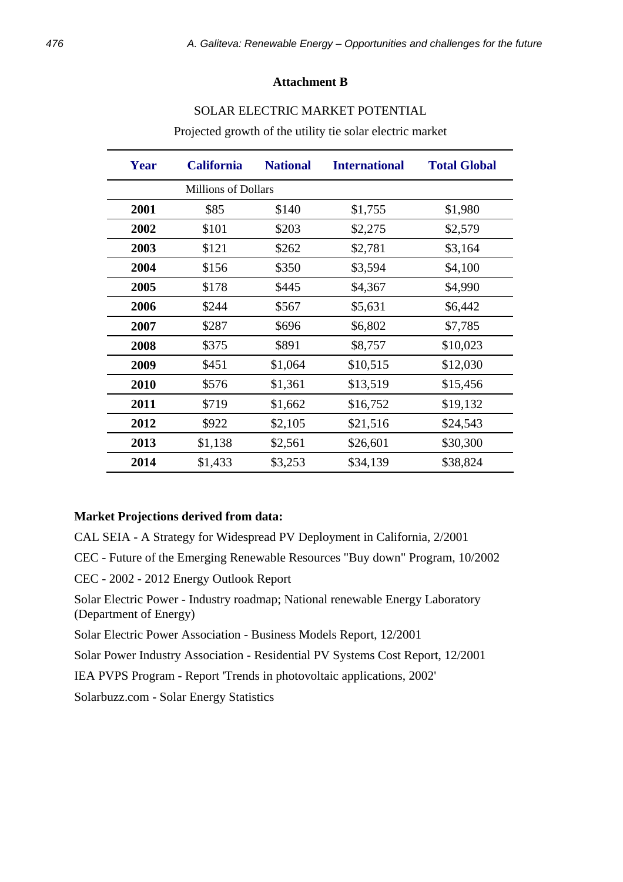### Attachment B

SOLAR ELECTRIC MARKET POTENTIAL

Projected growth of the utility tie solar electric market

| Year | California | National | International | Total Global |
|---|---|---|---|---|
| | Millions of Dollars | | | |
| **2001** | $85 | $140 | $1,755 | $1,980 |
| **2002** | $101 | $203 | $2,275 | $2,579 |
| **2003** | $121 | $262 | $2,781 | $3,164 |
| **2004** | $156 | $350 | $3,594 | $4,100 |
| **2005** | $178 | $445 | $4,367 | $4,990 |
| **2006** | $244 | $567 | $5,631 | $6,442 |
| **2007** | $287 | $696 | $6,802 | $7,785 |
| **2008** | $375 | $891 | $8,757 | $10,023 |
| **2009** | $451 | $1,064 | $10,515 | $12,030 |
| **2010** | $576 | $1,361 | $13,519 | $15,456 |
| **2011** | $719 | $1,662 | $16,752 | $19,132 |
| **2012** | $922 | $2,105 | $21,516 | $24,543 |
| **2013** | $1,138 | $2,561 | $26,601 | $30,300 |
| **2014** | $1,433 | $3,253 | $34,139 | $38,824 |

**Market Projections derived from data:**

CAL SEIA - A Strategy for Widespread PV Deployment in California, 2/2001

CEC - Future of the Emerging Renewable Resources "Buy down" Program, 10/2002

CEC - 2002 - 2012 Energy Outlook Report

Solar Electric Power - Industry roadmap; National renewable Energy Laboratory (Department of Energy)

Solar Electric Power Association - Business Models Report, 12/2001

Solar Power Industry Association - Residential PV Systems Cost Report, 12/2001

IEA PVPS Program - Report 'Trends in photovoltaic applications, 2002'

Solarbuzz.com - Solar Energy Statistics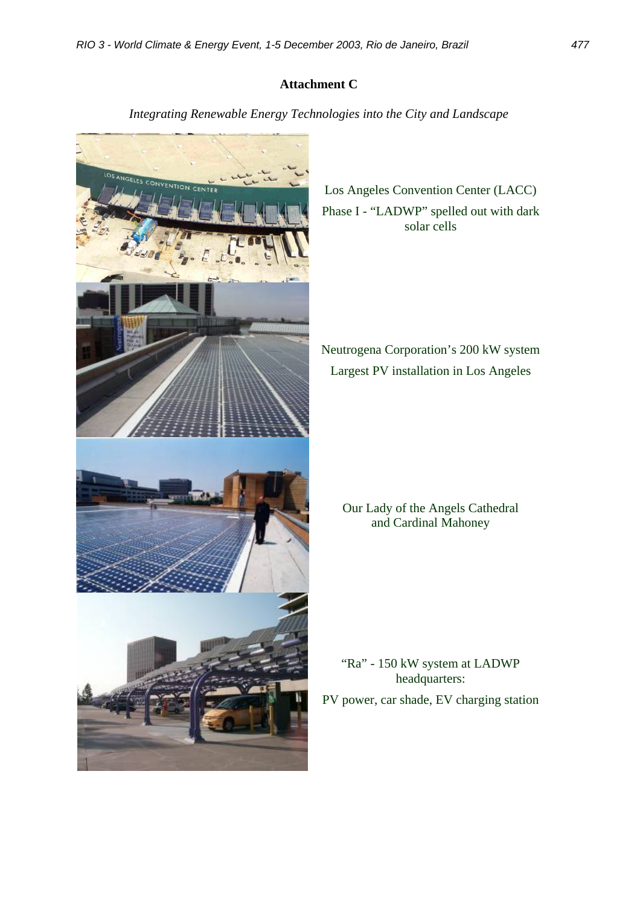**Attachment C**

*Integrating Renewable Energy Technologies into the City and Landscape*

Los Angeles Convention Center (LACC)
Phase I - "LADWP" spelled out with dark solar cells

Neutrogena Corporation's 200 kW system
Largest PV installation in Los Angeles

Our Lady of the Angels Cathedral and Cardinal Mahoney

"Ra" - 150 kW system at LADWP headquarters:
PV power, car shade, EV charging station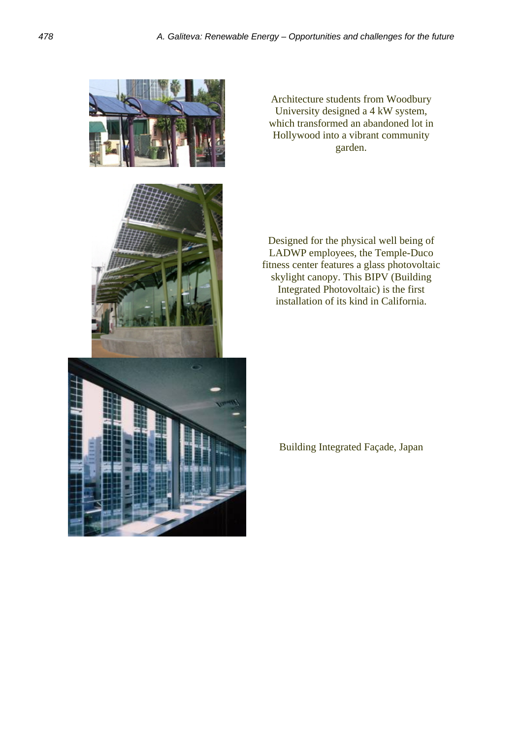Architecture students from Woodbury University designed a 4 kW system, which transformed an abandoned lot in Hollywood into a vibrant community garden.

Designed for the physical well being of LADWP employees, the Temple-Duco fitness center features a glass photovoltaic skylight canopy. This BIPV (Building Integrated Photovoltaic) is the first installation of its kind in California.

Building Integrated Façade, Japan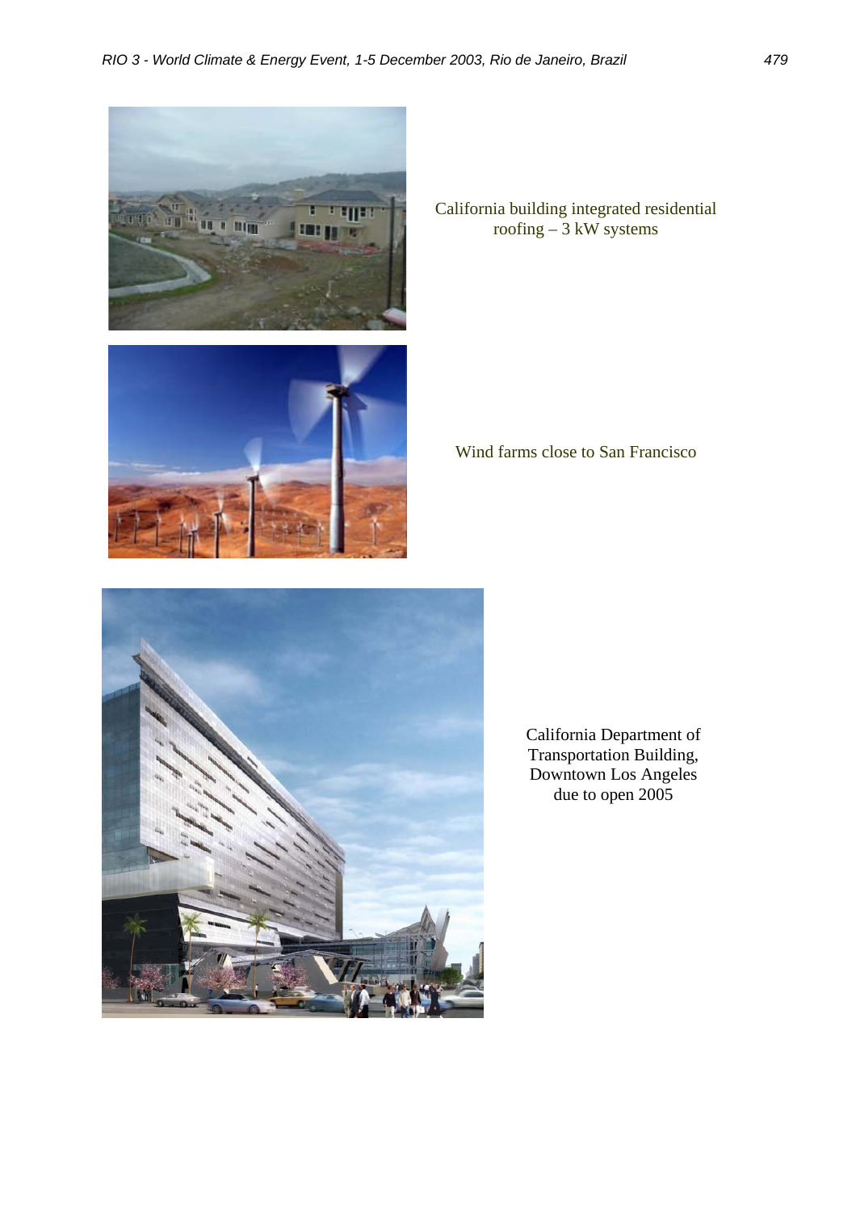California building integrated residential roofing – 3 kW systems

Wind farms close to San Francisco

California Department of Transportation Building, Downtown Los Angeles due to open 2005